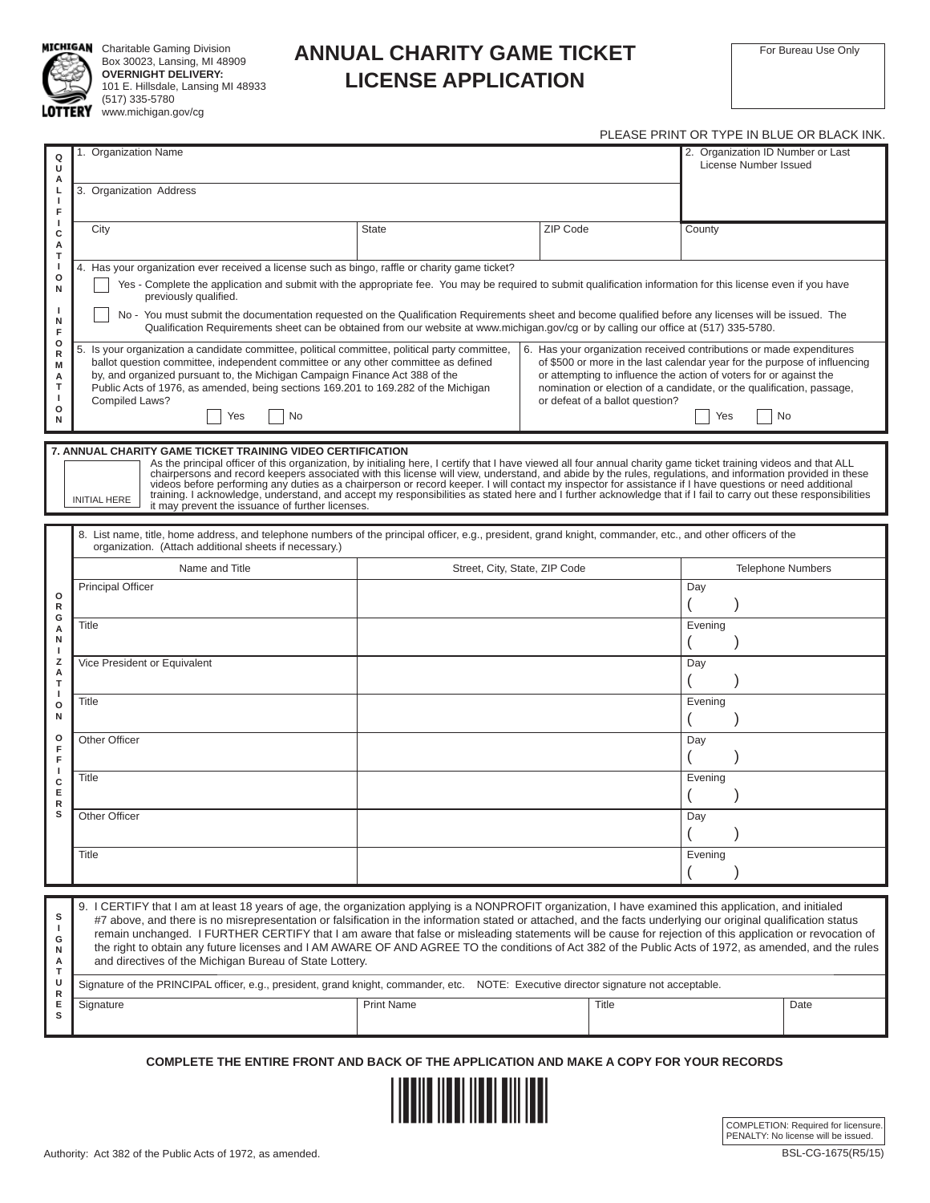Charitable Gaming Division
Box 30023, Lansing, MI 48909
**OVERNIGHT DELIVERY:**
101 E. Hillsdale, Lansing MI 48933
(517) 335-5780
www.michigan.gov/cg

# ANNUAL CHARITY GAME TICKET LICENSE APPLICATION

For Bureau Use Only

PLEASE PRINT OR TYPE IN BLUE OR BLACK INK.

## QUALIFICATION INFORMATION

| 1. Organization Name | | | 2. Organization ID Number or Last License Number Issued |
|---|---|---|---|
| 3. Organization Address | | | |
| City | State | ZIP Code | County |

4. Has your organization ever received a license such as bingo, raffle or charity game ticket?

☐ Yes - Complete the application and submit with the appropriate fee. You may be required to submit qualification information for this license even if you have previously qualified.

☐ No - You must submit the documentation requested on the Qualification Requirements sheet and become qualified before any licenses will be issued. The Qualification Requirements sheet can be obtained from our website at www.michigan.gov/cg or by calling our office at (517) 335-5780.

5. Is your organization a candidate committee, political committee, political party committee, ballot question committee, independent committee or any other committee as defined by, and organized pursuant to, the Michigan Campaign Finance Act 388 of the Public Acts of 1976, as amended, being sections 169.201 to 169.282 of the Michigan Compiled Laws?
☐ Yes ☐ No

6. Has your organization received contributions or made expenditures of $500 or more in the last calendar year for the purpose of influencing or attempting to influence the action of voters for or against the nomination or election of a candidate, or the qualification, passage, or defeat of a ballot question?
☐ Yes ☐ No

## 7. ANNUAL CHARITY GAME TICKET TRAINING VIDEO CERTIFICATION

INITIAL HERE

As the principal officer of this organization, by initialing here, I certify that I have viewed all four annual charity game ticket training videos and that ALL chairpersons and record keepers associated with this license will view, understand, and abide by the rules, regulations, and information provided in these videos before performing any duties as a chairperson or record keeper. I will contact my inspector for assistance if I have questions or need additional training. I acknowledge, understand, and accept my responsibilities as stated here and I further acknowledge that if I fail to carry out these responsibilities it may prevent the issuance of further licenses.

## ORGANIZATION OFFICERS

8. List name, title, home address, and telephone numbers of the principal officer, e.g., president, grand knight, commander, etc., and other officers of the organization. (Attach additional sheets if necessary.)

| Name and Title | Street, City, State, ZIP Code | Telephone Numbers |
|---|---|---|
| Principal Officer | | Day ( ) |
| Title | | Evening ( ) |
| Vice President or Equivalent | | Day ( ) |
| Title | | Evening ( ) |
| Other Officer | | Day ( ) |
| Title | | Evening ( ) |
| Other Officer | | Day ( ) |
| Title | | Evening ( ) |

## SIGNATURES

9. I CERTIFY that I am at least 18 years of age, the organization applying is a NONPROFIT organization, I have examined this application, and initialed #7 above, and there is no misrepresentation or falsification in the information stated or attached, and the facts underlying our original qualification status remain unchanged. I FURTHER CERTIFY that I am aware that false or misleading statements will be cause for rejection of this application or revocation of the right to obtain any future licenses and I AM AWARE OF AND AGREE TO the conditions of Act 382 of the Public Acts of 1972, as amended, and the rules and directives of the Michigan Bureau of State Lottery.

Signature of the PRINCIPAL officer, e.g., president, grand knight, commander, etc. NOTE: Executive director signature not acceptable.

| Signature | Print Name | Title | Date |
|---|---|---|---|
| | | | |

**COMPLETE THE ENTIRE FRONT AND BACK OF THE APPLICATION AND MAKE A COPY FOR YOUR RECORDS**

COMPLETION: Required for licensure.
PENALTY: No license will be issued.

Authority: Act 382 of the Public Acts of 1972, as amended.

BSL-CG-1675(R5/15)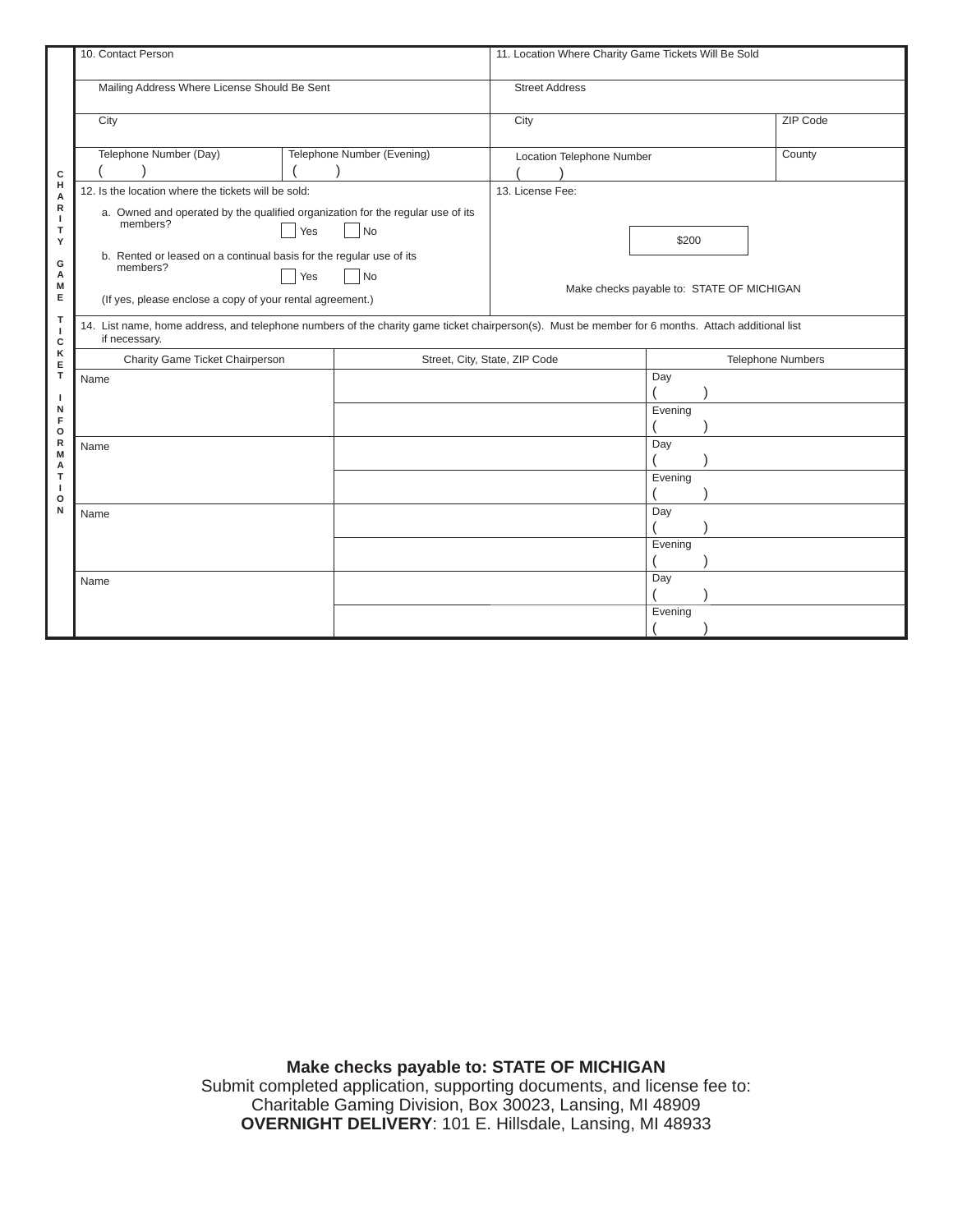**CHARITY GAME TICKET INFORMATION**

| | |
|---|---|
| 10. Contact Person | 11. Location Where Charity Game Tickets Will Be Sold |
| Mailing Address Where License Should Be Sent | Street Address |
| City | City / ZIP Code |
| Telephone Number (Day) ( ) / Telephone Number (Evening) ( ) | Location Telephone Number ( ) / County |

12. Is the location where the tickets will be sold:

a. Owned and operated by the qualified organization for the regular use of its members? ☐ Yes ☐ No

b. Rented or leased on a continual basis for the regular use of its members? ☐ Yes ☐ No

(If yes, please enclose a copy of your rental agreement.)

13. License Fee:

$200

Make checks payable to: STATE OF MICHIGAN

14. List name, home address, and telephone numbers of the charity game ticket chairperson(s). Must be member for 6 months. Attach additional list if necessary.

| Charity Game Ticket Chairperson | Street, City, State, ZIP Code | Telephone Numbers |
|---|---|---|
| Name | | Day ( ) |
| | | Evening ( ) |
| Name | | Day ( ) |
| | | Evening ( ) |
| Name | | Day ( ) |
| | | Evening ( ) |
| Name | | Day ( ) |
| | | Evening ( ) |

**Make checks payable to: STATE OF MICHIGAN**
Submit completed application, supporting documents, and license fee to:
Charitable Gaming Division, Box 30023, Lansing, MI 48909
**OVERNIGHT DELIVERY**: 101 E. Hillsdale, Lansing, MI 48933